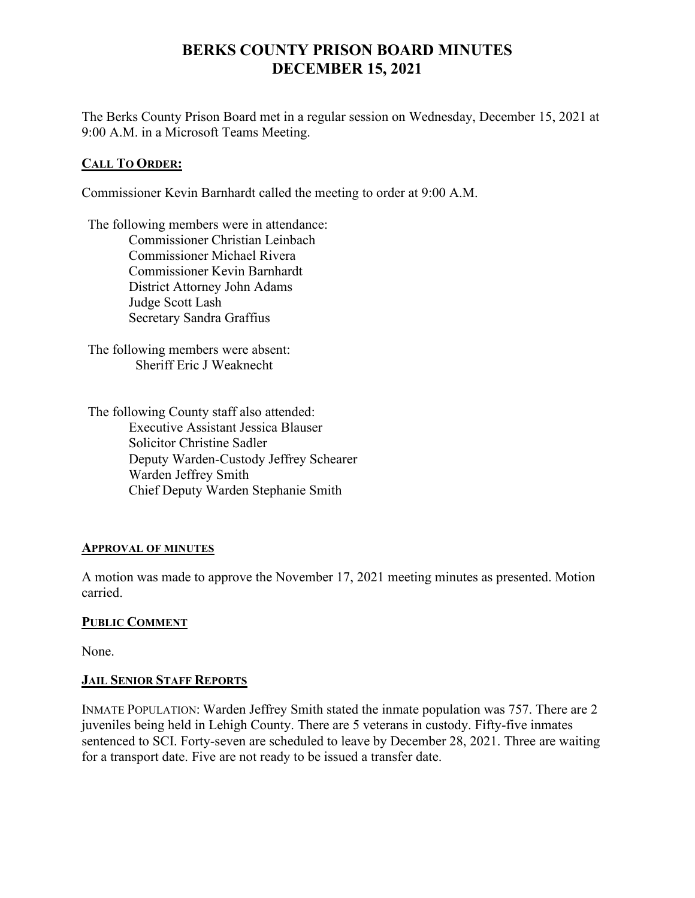# BERKS COUNTY PRISON BOARD MINUTES
# DECEMBER 15, 2021

The Berks County Prison Board met in a regular session on Wednesday, December 15, 2021 at 9:00 A.M. in a Microsoft Teams Meeting.

## CALL TO ORDER:

Commissioner Kevin Barnhardt called the meeting to order at 9:00 A.M.

The following members were in attendance:
- Commissioner Christian Leinbach
- Commissioner Michael Rivera
- Commissioner Kevin Barnhardt
- District Attorney John Adams
- Judge Scott Lash
- Secretary Sandra Graffius

The following members were absent:
- Sheriff Eric J Weaknecht

The following County staff also attended:
- Executive Assistant Jessica Blauser
- Solicitor Christine Sadler
- Deputy Warden-Custody Jeffrey Schearer
- Warden Jeffrey Smith
- Chief Deputy Warden Stephanie Smith

## APPROVAL OF MINUTES

A motion was made to approve the November 17, 2021 meeting minutes as presented. Motion carried.

## PUBLIC COMMENT

None.

## JAIL SENIOR STAFF REPORTS

INMATE POPULATION: Warden Jeffrey Smith stated the inmate population was 757. There are 2 juveniles being held in Lehigh County. There are 5 veterans in custody. Fifty-five inmates sentenced to SCI. Forty-seven are scheduled to leave by December 28, 2021. Three are waiting for a transport date. Five are not ready to be issued a transfer date.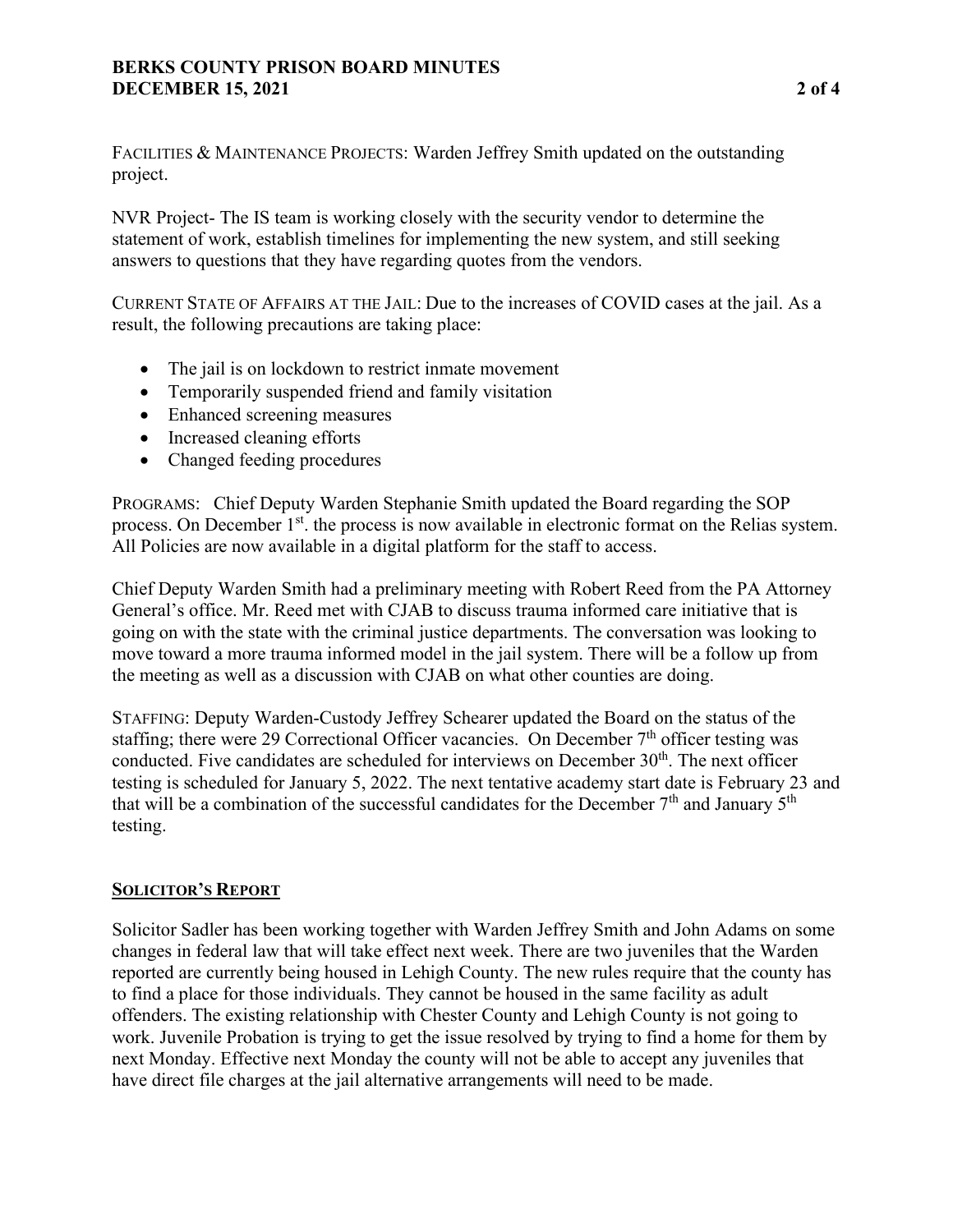FACILITIES & MAINTENANCE PROJECTS: Warden Jeffrey Smith updated on the outstanding project.

NVR Project- The IS team is working closely with the security vendor to determine the statement of work, establish timelines for implementing the new system, and still seeking answers to questions that they have regarding quotes from the vendors.

CURRENT STATE OF AFFAIRS AT THE JAIL: Due to the increases of COVID cases at the jail. As a result, the following precautions are taking place:

- The jail is on lockdown to restrict inmate movement
- Temporarily suspended friend and family visitation
- Enhanced screening measures
- Increased cleaning efforts
- Changed feeding procedures

PROGRAMS: Chief Deputy Warden Stephanie Smith updated the Board regarding the SOP process. On December 1st. the process is now available in electronic format on the Relias system. All Policies are now available in a digital platform for the staff to access.

Chief Deputy Warden Smith had a preliminary meeting with Robert Reed from the PA Attorney General's office. Mr. Reed met with CJAB to discuss trauma informed care initiative that is going on with the state with the criminal justice departments. The conversation was looking to move toward a more trauma informed model in the jail system. There will be a follow up from the meeting as well as a discussion with CJAB on what other counties are doing.

STAFFING: Deputy Warden-Custody Jeffrey Schearer updated the Board on the status of the staffing; there were 29 Correctional Officer vacancies. On December 7th officer testing was conducted. Five candidates are scheduled for interviews on December 30th. The next officer testing is scheduled for January 5, 2022. The next tentative academy start date is February 23 and that will be a combination of the successful candidates for the December 7th and January 5th testing.

## SOLICITOR'S REPORT

Solicitor Sadler has been working together with Warden Jeffrey Smith and John Adams on some changes in federal law that will take effect next week. There are two juveniles that the Warden reported are currently being housed in Lehigh County. The new rules require that the county has to find a place for those individuals. They cannot be housed in the same facility as adult offenders. The existing relationship with Chester County and Lehigh County is not going to work. Juvenile Probation is trying to get the issue resolved by trying to find a home for them by next Monday. Effective next Monday the county will not be able to accept any juveniles that have direct file charges at the jail alternative arrangements will need to be made.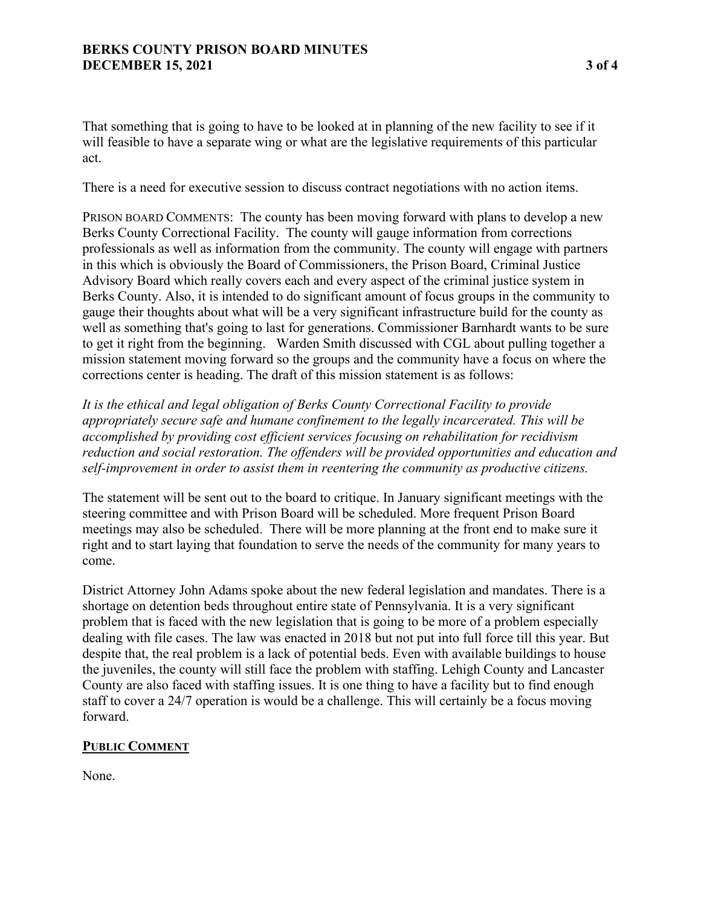That something that is going to have to be looked at in planning of the new facility to see if it will feasible to have a separate wing or what are the legislative requirements of this particular act.

There is a need for executive session to discuss contract negotiations with no action items.

PRISON BOARD COMMENTS: The county has been moving forward with plans to develop a new Berks County Correctional Facility. The county will gauge information from corrections professionals as well as information from the community. The county will engage with partners in this which is obviously the Board of Commissioners, the Prison Board, Criminal Justice Advisory Board which really covers each and every aspect of the criminal justice system in Berks County. Also, it is intended to do significant amount of focus groups in the community to gauge their thoughts about what will be a very significant infrastructure build for the county as well as something that's going to last for generations. Commissioner Barnhardt wants to be sure to get it right from the beginning. Warden Smith discussed with CGL about pulling together a mission statement moving forward so the groups and the community have a focus on where the corrections center is heading. The draft of this mission statement is as follows:

*It is the ethical and legal obligation of Berks County Correctional Facility to provide appropriately secure safe and humane confinement to the legally incarcerated. This will be accomplished by providing cost efficient services focusing on rehabilitation for recidivism reduction and social restoration. The offenders will be provided opportunities and education and self-improvement in order to assist them in reentering the community as productive citizens.*

The statement will be sent out to the board to critique. In January significant meetings with the steering committee and with Prison Board will be scheduled. More frequent Prison Board meetings may also be scheduled. There will be more planning at the front end to make sure it right and to start laying that foundation to serve the needs of the community for many years to come.

District Attorney John Adams spoke about the new federal legislation and mandates. There is a shortage on detention beds throughout entire state of Pennsylvania. It is a very significant problem that is faced with the new legislation that is going to be more of a problem especially dealing with file cases. The law was enacted in 2018 but not put into full force till this year. But despite that, the real problem is a lack of potential beds. Even with available buildings to house the juveniles, the county will still face the problem with staffing. Lehigh County and Lancaster County are also faced with staffing issues. It is one thing to have a facility but to find enough staff to cover a 24/7 operation is would be a challenge. This will certainly be a focus moving forward.

## PUBLIC COMMENT

None.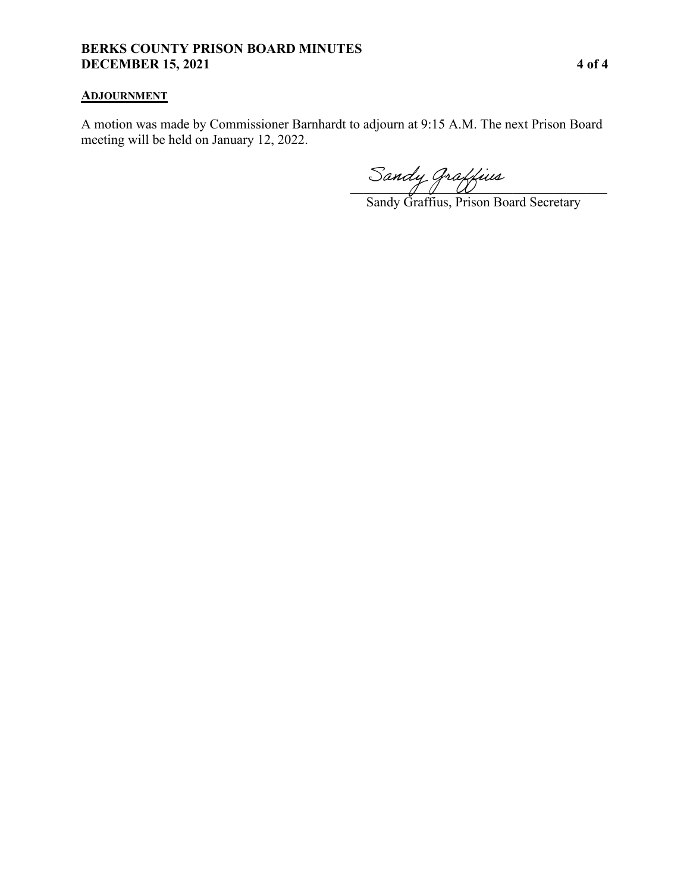## ADJOURNMENT

A motion was made by Commissioner Barnhardt to adjourn at 9:15 A.M. The next Prison Board meeting will be held on January 12, 2022.

Sandy Graffius

Sandy Graffius, Prison Board Secretary